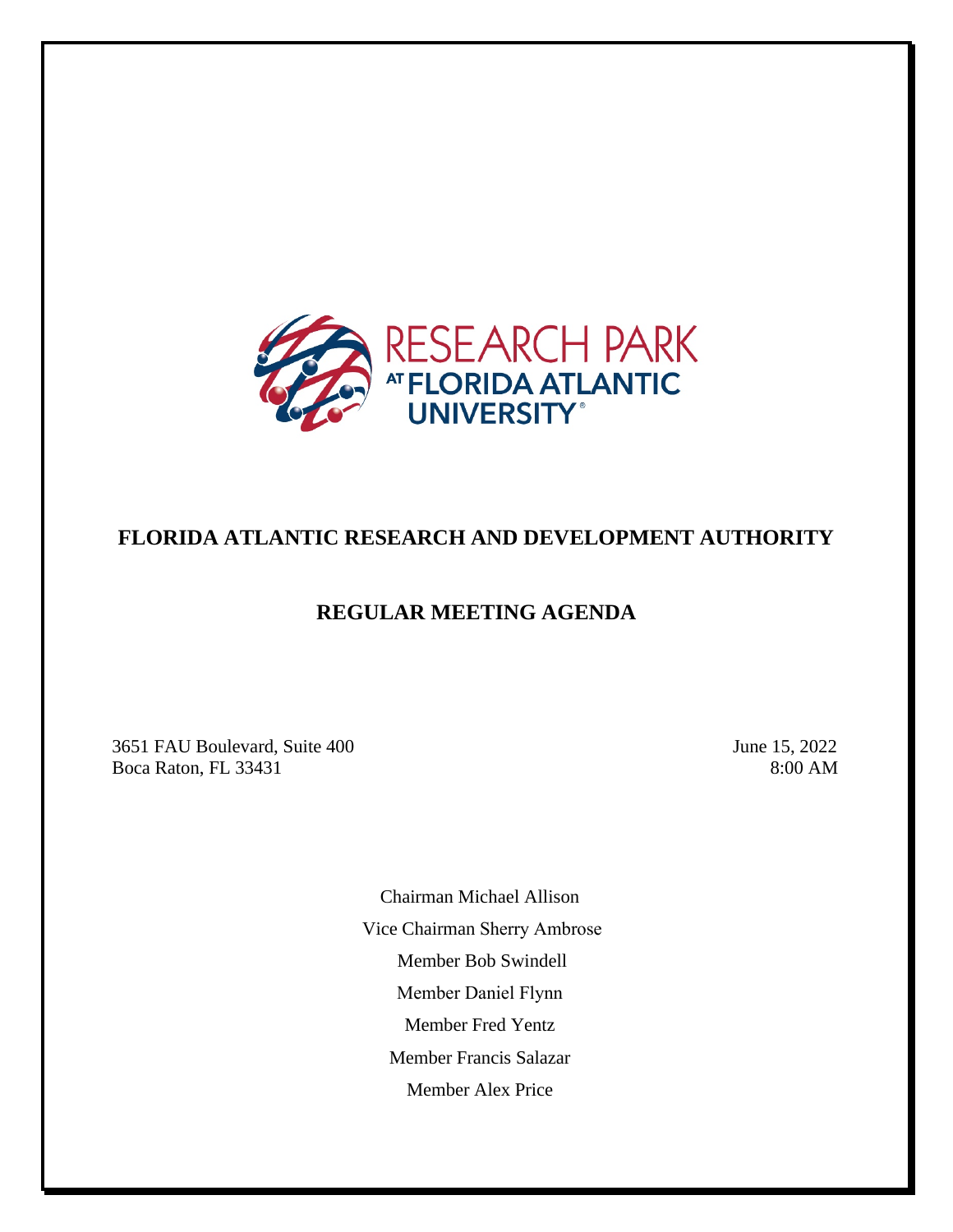RESEARCH PARK AT FLORIDA ATLANTIC UNIVERSITY®

# FLORIDA ATLANTIC RESEARCH AND DEVELOPMENT AUTHORITY

## REGULAR MEETING AGENDA

3651 FAU Boulevard, Suite 400
Boca Raton, FL 33431

June 15, 2022
8:00 AM

Chairman Michael Allison

Vice Chairman Sherry Ambrose

Member Bob Swindell

Member Daniel Flynn

Member Fred Yentz

Member Francis Salazar

Member Alex Price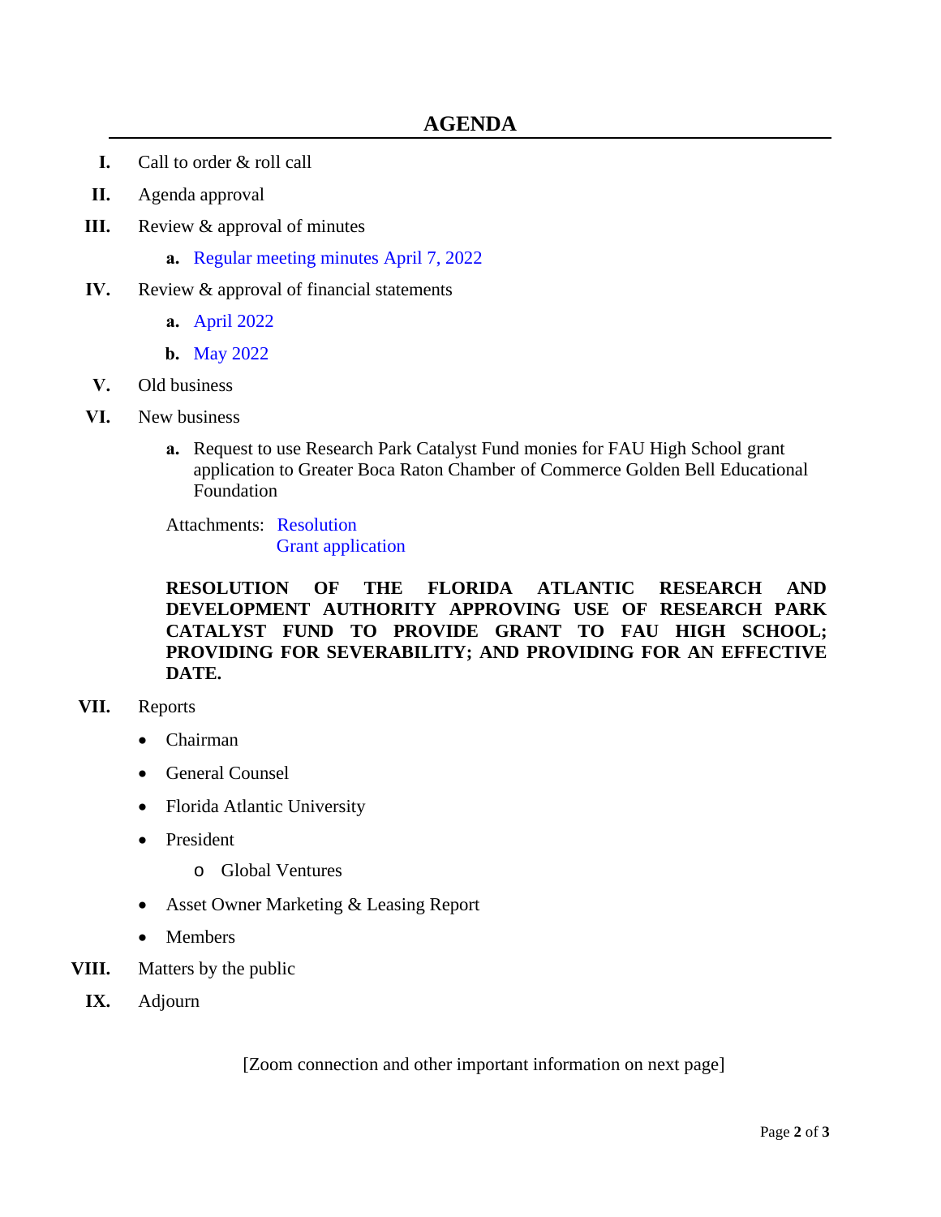# AGENDA

**I.** Call to order & roll call

**II.** Agenda approval

**III.** Review & approval of minutes

- **a.** Regular meeting minutes April 7, 2022

**IV.** Review & approval of financial statements

- **a.** April 2022
- **b.** May 2022

**V.** Old business

**VI.** New business

- **a.** Request to use Research Park Catalyst Fund monies for FAU High School grant application to Greater Boca Raton Chamber of Commerce Golden Bell Educational Foundation

  Attachments: Resolution
  Grant application

  **RESOLUTION OF THE FLORIDA ATLANTIC RESEARCH AND DEVELOPMENT AUTHORITY APPROVING USE OF RESEARCH PARK CATALYST FUND TO PROVIDE GRANT TO FAU HIGH SCHOOL; PROVIDING FOR SEVERABILITY; AND PROVIDING FOR AN EFFECTIVE DATE.**

**VII.** Reports

- Chairman
- General Counsel
- Florida Atlantic University
- President
  - Global Ventures
- Asset Owner Marketing & Leasing Report
- Members

**VIII.** Matters by the public

**IX.** Adjourn

[Zoom connection and other important information on next page]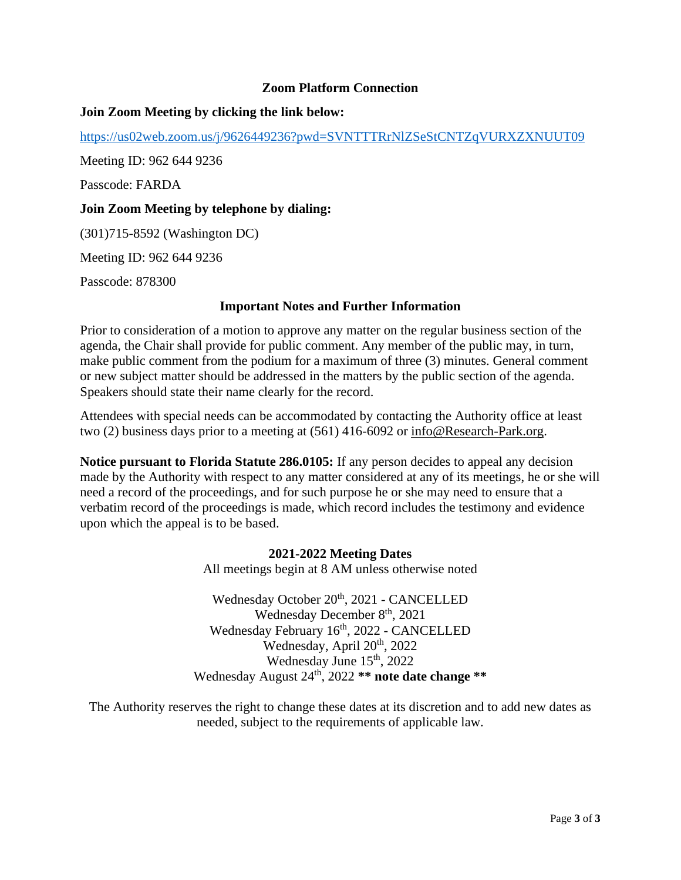### Zoom Platform Connection

**Join Zoom Meeting by clicking the link below:**

https://us02web.zoom.us/j/9626449236?pwd=SVNTTTRrNlZSeStCNTZqVURXZXNUUT09

Meeting ID: 962 644 9236

Passcode: FARDA

**Join Zoom Meeting by telephone by dialing:**

(301)715-8592 (Washington DC)

Meeting ID: 962 644 9236

Passcode: 878300

### Important Notes and Further Information

Prior to consideration of a motion to approve any matter on the regular business section of the agenda, the Chair shall provide for public comment. Any member of the public may, in turn, make public comment from the podium for a maximum of three (3) minutes. General comment or new subject matter should be addressed in the matters by the public section of the agenda. Speakers should state their name clearly for the record.

Attendees with special needs can be accommodated by contacting the Authority office at least two (2) business days prior to a meeting at (561) 416-6092 or info@Research-Park.org.

**Notice pursuant to Florida Statute 286.0105:** If any person decides to appeal any decision made by the Authority with respect to any matter considered at any of its meetings, he or she will need a record of the proceedings, and for such purpose he or she may need to ensure that a verbatim record of the proceedings is made, which record includes the testimony and evidence upon which the appeal is to be based.

**2021-2022 Meeting Dates**

All meetings begin at 8 AM unless otherwise noted

Wednesday October 20th, 2021 - CANCELLED
Wednesday December 8th, 2021
Wednesday February 16th, 2022 - CANCELLED
Wednesday, April 20th, 2022
Wednesday June 15th, 2022
Wednesday August 24th, 2022 **** note date change ****

The Authority reserves the right to change these dates at its discretion and to add new dates as needed, subject to the requirements of applicable law.